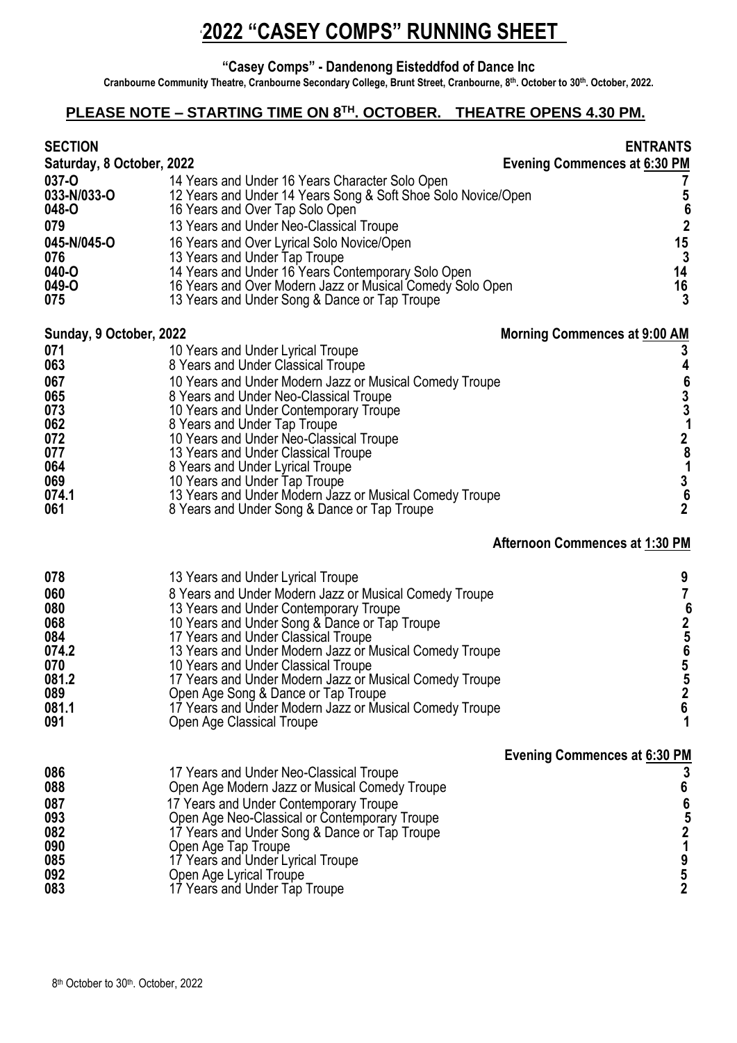# 2022 "CASEY COMPS" RUNNING SHEET

**"Casey Comps" - Dandenong Eisteddfod of Dance Inc**

**Cranbourne Community Theatre, Cranbourne Secondary College, Brunt Street, Cranbourne, 8th. October to 30th. October, 2022.**

## PLEASE NOTE – STARTING TIME ON 8TH. OCTOBER. THEATRE OPENS 4.30 PM.

| SECTION | | ENTRANTS |
|---|---|---|
| **Saturday, 8 October, 2022** | **Evening Commences at 6:30 PM** | |
| **037-O** | 14 Years and Under 16 Years Character Solo Open | **7** |
| **033-N/033-O** | 12 Years and Under 14 Years Song & Soft Shoe Solo Novice/Open | **5** |
| **048-O** | 16 Years and Over Tap Solo Open | **6** |
| **079** | 13 Years and Under Neo-Classical Troupe | **2** |
| **045-N/045-O** | 16 Years and Over Lyrical Solo Novice/Open | **15** |
| **076** | 13 Years and Under Tap Troupe | **3** |
| **040-O** | 14 Years and Under 16 Years Contemporary Solo Open | **14** |
| **049-O** | 16 Years and Over Modern Jazz or Musical Comedy Solo Open | **16** |
| **075** | 13 Years and Under Song & Dance or Tap Troupe | **3** |
| **Sunday, 9 October, 2022** | **Morning Commences at 9:00 AM** | |
| **071** | 10 Years and Under Lyrical Troupe | **3** |
| **063** | 8 Years and Under Classical Troupe | **4** |
| **067** | 10 Years and Under Modern Jazz or Musical Comedy Troupe | **6** |
| **065** | 8 Years and Under Neo-Classical Troupe | **3** |
| **073** | 10 Years and Under Contemporary Troupe | **3** |
| **062** | 8 Years and Under Tap Troupe | **1** |
| **072** | 10 Years and Under Neo-Classical Troupe | **2** |
| **077** | 13 Years and Under Classical Troupe | **8** |
| **064** | 8 Years and Under Lyrical Troupe | **1** |
| **069** | 10 Years and Under Tap Troupe | **3** |
| **074.1** | 13 Years and Under Modern Jazz or Musical Comedy Troupe | **6** |
| **061** | 8 Years and Under Song & Dance or Tap Troupe | **2** |
| | **Afternoon Commences at 1:30 PM** | |
| **078** | 13 Years and Under Lyrical Troupe | **9** |
| **060** | 8 Years and Under Modern Jazz or Musical Comedy Troupe | **7** |
| **080** | 13 Years and Under Contemporary Troupe | **6** |
| **068** | 10 Years and Under Song & Dance or Tap Troupe | **2** |
| **084** | 17 Years and Under Classical Troupe | **5** |
| **074.2** | 13 Years and Under Modern Jazz or Musical Comedy Troupe | **6** |
| **070** | 10 Years and Under Classical Troupe | **5** |
| **081.2** | 17 Years and Under Modern Jazz or Musical Comedy Troupe | **5** |
| **089** | Open Age Song & Dance or Tap Troupe | **2** |
| **081.1** | 17 Years and Under Modern Jazz or Musical Comedy Troupe | **6** |
| **091** | Open Age Classical Troupe | **1** |
| | **Evening Commences at 6:30 PM** | |
| **086** | 17 Years and Under Neo-Classical Troupe | **3** |
| **088** | Open Age Modern Jazz or Musical Comedy Troupe | **6** |
| **087** | 17 Years and Under Contemporary Troupe | **6** |
| **093** | Open Age Neo-Classical or Contemporary Troupe | **5** |
| **082** | 17 Years and Under Song & Dance or Tap Troupe | **2** |
| **090** | Open Age Tap Troupe | **1** |
| **085** | 17 Years and Under Lyrical Troupe | **9** |
| **092** | Open Age Lyrical Troupe | **5** |
| **083** | 17 Years and Under Tap Troupe | **2** |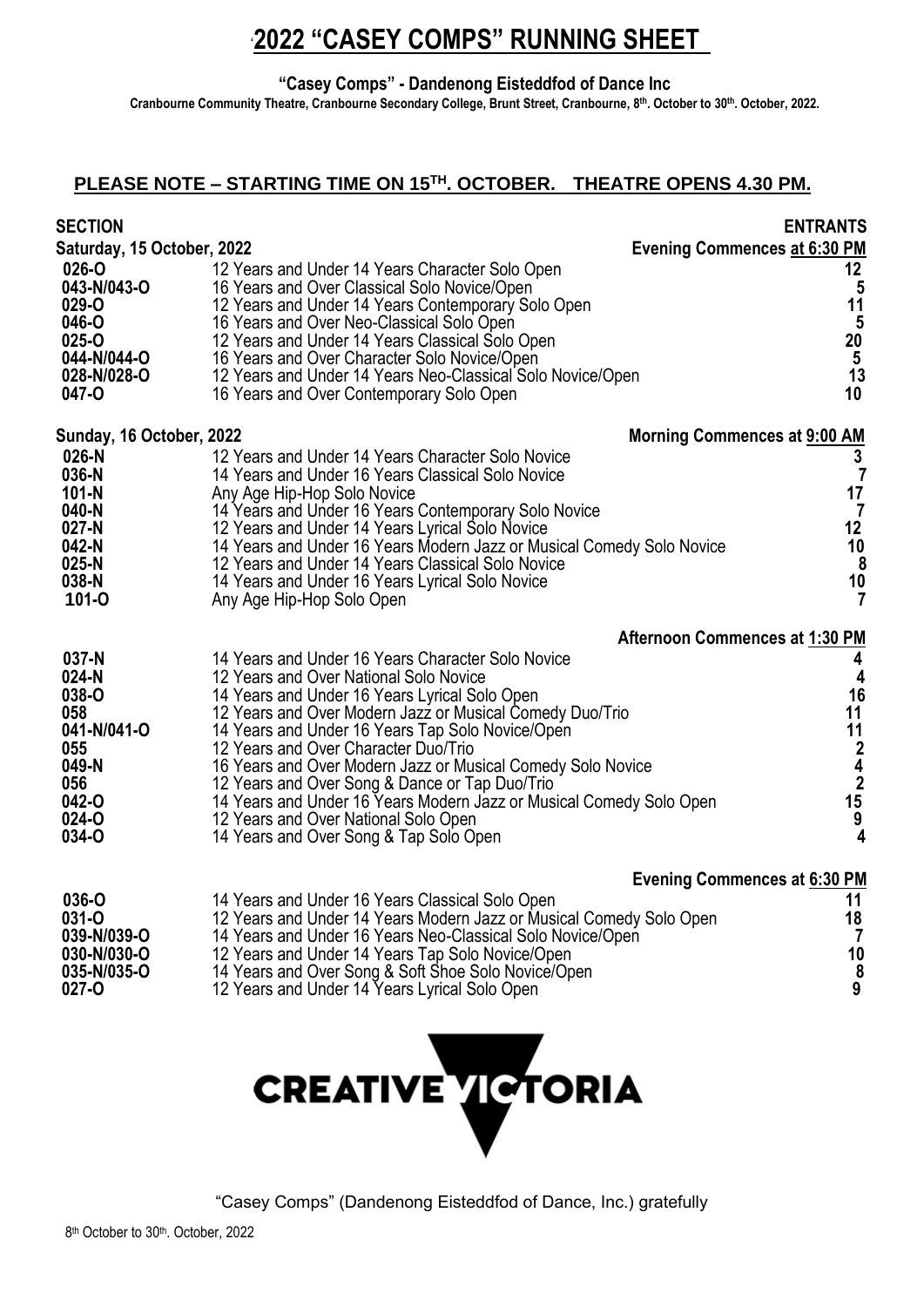# 2022 "CASEY COMPS" RUNNING SHEET

**"Casey Comps" - Dandenong Eisteddfod of Dance Inc**

**Cranbourne Community Theatre, Cranbourne Secondary College, Brunt Street, Cranbourne, 8th. October to 30th. October, 2022.**

## PLEASE NOTE – STARTING TIME ON 15TH. OCTOBER. THEATRE OPENS 4.30 PM.

| SECTION | | ENTRANTS |
|---|---|---|
| **Saturday, 15 October, 2022** | **Evening Commences at 6:30 PM** | |
| 026-O | 12 Years and Under 14 Years Character Solo Open | 12 |
| 043-N/043-O | 16 Years and Over Classical Solo Novice/Open | 5 |
| 029-O | 12 Years and Under 14 Years Contemporary Solo Open | 11 |
| 046-O | 16 Years and Over Neo-Classical Solo Open | 5 |
| 025-O | 12 Years and Under 14 Years Classical Solo Open | 20 |
| 044-N/044-O | 16 Years and Over Character Solo Novice/Open | 5 |
| 028-N/028-O | 12 Years and Under 14 Years Neo-Classical Solo Novice/Open | 13 |
| 047-O | 16 Years and Over Contemporary Solo Open | 10 |
| **Sunday, 16 October, 2022** | **Morning Commences at 9:00 AM** | |
| 026-N | 12 Years and Under 14 Years Character Solo Novice | 3 |
| 036-N | 14 Years and Under 16 Years Classical Solo Novice | 7 |
| 101-N | Any Age Hip-Hop Solo Novice | 17 |
| 040-N | 14 Years and Under 16 Years Contemporary Solo Novice | 7 |
| 027-N | 12 Years and Under 14 Years Lyrical Solo Novice | 12 |
| 042-N | 14 Years and Under 16 Years Modern Jazz or Musical Comedy Solo Novice | 10 |
| 025-N | 12 Years and Under 14 Years Classical Solo Novice | 8 |
| 038-N | 14 Years and Under 16 Years Lyrical Solo Novice | 10 |
| 101-O | Any Age Hip-Hop Solo Open | 7 |
| | **Afternoon Commences at 1:30 PM** | |
| 037-N | 14 Years and Under 16 Years Character Solo Novice | 4 |
| 024-N | 12 Years and Over National Solo Novice | 4 |
| 038-O | 14 Years and Under 16 Years Lyrical Solo Open | 16 |
| 058 | 12 Years and Over Modern Jazz or Musical Comedy Duo/Trio | 11 |
| 041-N/041-O | 14 Years and Under 16 Years Tap Solo Novice/Open | 11 |
| 055 | 12 Years and Over Character Duo/Trio | 2 |
| 049-N | 16 Years and Over Modern Jazz or Musical Comedy Solo Novice | 4 |
| 056 | 12 Years and Over Song & Dance or Tap Duo/Trio | 2 |
| 042-O | 14 Years and Under 16 Years Modern Jazz or Musical Comedy Solo Open | 15 |
| 024-O | 12 Years and Over National Solo Open | 9 |
| 034-O | 14 Years and Over Song & Tap Solo Open | 4 |
| | **Evening Commences at 6:30 PM** | |
| 036-O | 14 Years and Under 16 Years Classical Solo Open | 11 |
| 031-O | 12 Years and Under 14 Years Modern Jazz or Musical Comedy Solo Open | 18 |
| 039-N/039-O | 14 Years and Under 16 Years Neo-Classical Solo Novice/Open | 7 |
| 030-N/030-O | 12 Years and Under 14 Years Tap Solo Novice/Open | 10 |
| 035-N/035-O | 14 Years and Over Song & Soft Shoe Solo Novice/Open | 8 |
| 027-O | 12 Years and Under 14 Years Lyrical Solo Open | 9 |

CREATIVE VICTORIA

"Casey Comps" (Dandenong Eisteddfod of Dance, Inc.) gratefully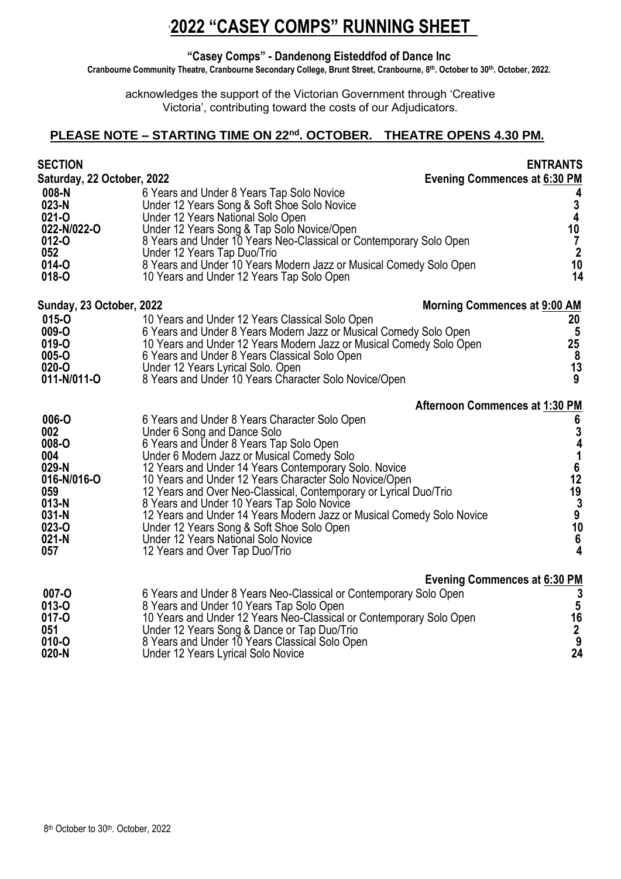# 2022 "CASEY COMPS" RUNNING SHEET

**"Casey Comps" - Dandenong Eisteddfod of Dance Inc**

**Cranbourne Community Theatre, Cranbourne Secondary College, Brunt Street, Cranbourne, 8th. October to 30th. October, 2022.**

acknowledges the support of the Victorian Government through 'Creative Victoria', contributing toward the costs of our Adjudicators.

## PLEASE NOTE – STARTING TIME ON 22nd. OCTOBER. THEATRE OPENS 4.30 PM.

| SECTION | | ENTRANTS |
|---|---|---|
| **Saturday, 22 October, 2022** | **Evening Commences at 6:30 PM** | |
| 008-N | 6 Years and Under 8 Years Tap Solo Novice | 4 |
| 023-N | Under 12 Years Song & Soft Shoe Solo Novice | 3 |
| 021-O | Under 12 Years National Solo Open | 4 |
| 022-N/022-O | Under 12 Years Song & Tap Solo Novice/Open | 10 |
| 012-O | 8 Years and Under 10 Years Neo-Classical or Contemporary Solo Open | 7 |
| 052 | Under 12 Years Tap Duo/Trio | 2 |
| 014-O | 8 Years and Under 10 Years Modern Jazz or Musical Comedy Solo Open | 10 |
| 018-O | 10 Years and Under 12 Years Tap Solo Open | 14 |
| **Sunday, 23 October, 2022** | **Morning Commences at 9:00 AM** | |
| 015-O | 10 Years and Under 12 Years Classical Solo Open | 20 |
| 009-O | 6 Years and Under 8 Years Modern Jazz or Musical Comedy Solo Open | 5 |
| 019-O | 10 Years and Under 12 Years Modern Jazz or Musical Comedy Solo Open | 25 |
| 005-O | 6 Years and Under 8 Years Classical Solo Open | 8 |
| 020-O | Under 12 Years Lyrical Solo. Open | 13 |
| 011-N/011-O | 8 Years and Under 10 Years Character Solo Novice/Open | 9 |
| | **Afternoon Commences at 1:30 PM** | |
| 006-O | 6 Years and Under 8 Years Character Solo Open | 6 |
| 002 | Under 6 Song and Dance Solo | 3 |
| 008-O | 6 Years and Under 8 Years Tap Solo Open | 4 |
| 004 | Under 6 Modern Jazz or Musical Comedy Solo | 1 |
| 029-N | 12 Years and Under 14 Years Contemporary Solo. Novice | 6 |
| 016-N/016-O | 10 Years and Under 12 Years Character Solo Novice/Open | 12 |
| 059 | 12 Years and Over Neo-Classical, Contemporary or Lyrical Duo/Trio | 19 |
| 013-N | 8 Years and Under 10 Years Tap Solo Novice | 3 |
| 031-N | 12 Years and Under 14 Years Modern Jazz or Musical Comedy Solo Novice | 9 |
| 023-O | Under 12 Years Song & Soft Shoe Solo Open | 10 |
| 021-N | Under 12 Years National Solo Novice | 6 |
| 057 | 12 Years and Over Tap Duo/Trio | 4 |
| | **Evening Commences at 6:30 PM** | |
| 007-O | 6 Years and Under 8 Years Neo-Classical or Contemporary Solo Open | 3 |
| 013-O | 8 Years and Under 10 Years Tap Solo Open | 5 |
| 017-O | 10 Years and Under 12 Years Neo-Classical or Contemporary Solo Open | 16 |
| 051 | Under 12 Years Song & Dance or Tap Duo/Trio | 2 |
| 010-O | 8 Years and Under 10 Years Classical Solo Open | 9 |
| 020-N | Under 12 Years Lyrical Solo Novice | 24 |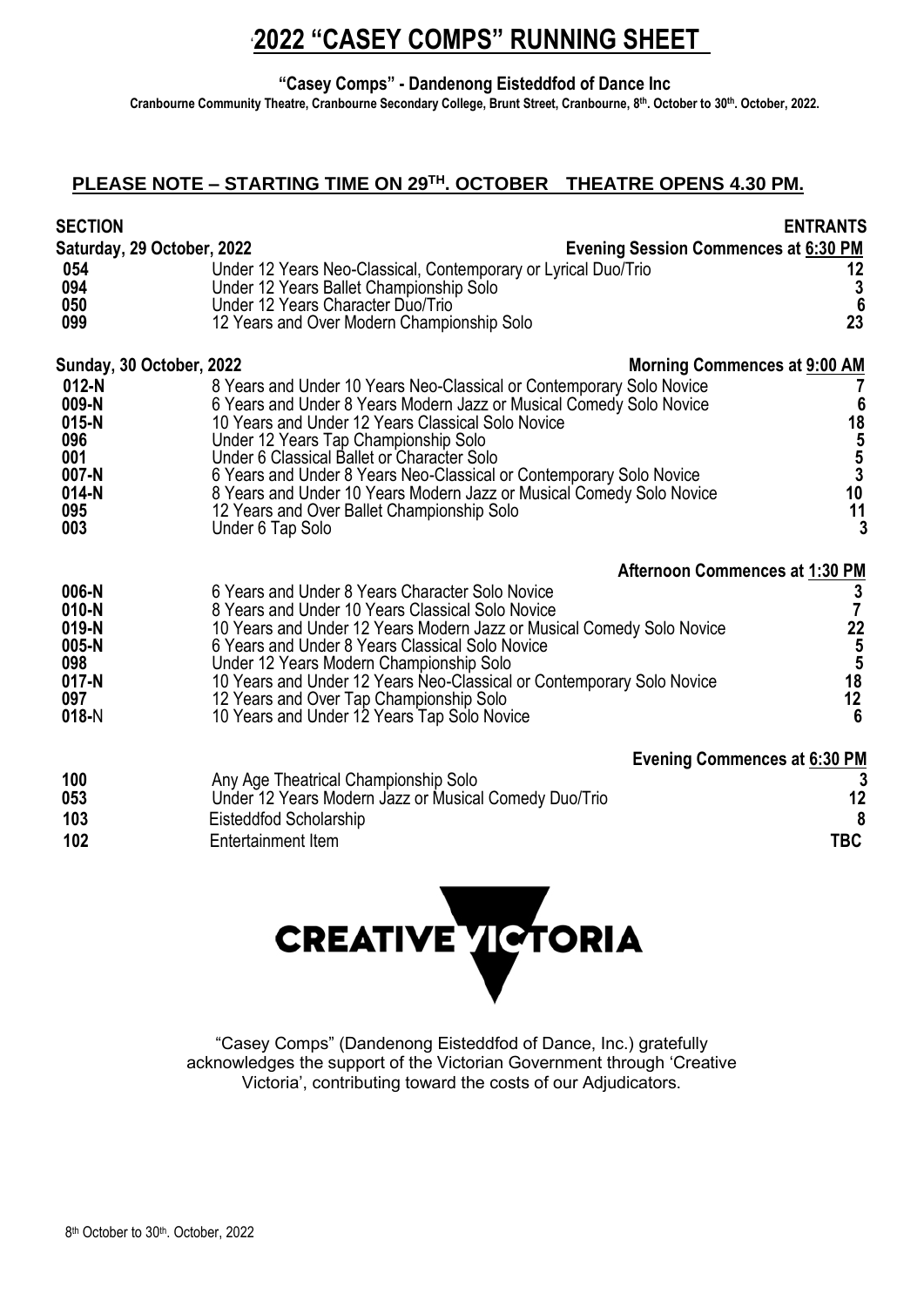# 2022 "CASEY COMPS" RUNNING SHEET

**"Casey Comps" - Dandenong Eisteddfod of Dance Inc**

**Cranbourne Community Theatre, Cranbourne Secondary College, Brunt Street, Cranbourne, 8th. October to 30th. October, 2022.**

## PLEASE NOTE – STARTING TIME ON 29TH. OCTOBER THEATRE OPENS 4.30 PM.

| SECTION | | ENTRANTS |
|---|---|---|
| **Saturday, 29 October, 2022** | **Evening Session Commences at 6:30 PM** | |
| 054 | Under 12 Years Neo-Classical, Contemporary or Lyrical Duo/Trio | 12 |
| 094 | Under 12 Years Ballet Championship Solo | 3 |
| 050 | Under 12 Years Character Duo/Trio | 6 |
| 099 | 12 Years and Over Modern Championship Solo | 23 |
| **Sunday, 30 October, 2022** | **Morning Commences at 9:00 AM** | |
| 012-N | 8 Years and Under 10 Years Neo-Classical or Contemporary Solo Novice | 7 |
| 009-N | 6 Years and Under 8 Years Modern Jazz or Musical Comedy Solo Novice | 6 |
| 015-N | 10 Years and Under 12 Years Classical Solo Novice | 18 |
| 096 | Under 12 Years Tap Championship Solo | 5 |
| 001 | Under 6 Classical Ballet or Character Solo | 5 |
| 007-N | 6 Years and Under 8 Years Neo-Classical or Contemporary Solo Novice | 3 |
| 014-N | 8 Years and Under 10 Years Modern Jazz or Musical Comedy Solo Novice | 10 |
| 095 | 12 Years and Over Ballet Championship Solo | 11 |
| 003 | Under 6 Tap Solo | 3 |
| | **Afternoon Commences at 1:30 PM** | |
| 006-N | 6 Years and Under 8 Years Character Solo Novice | 3 |
| 010-N | 8 Years and Under 10 Years Classical Solo Novice | 7 |
| 019-N | 10 Years and Under 12 Years Modern Jazz or Musical Comedy Solo Novice | 22 |
| 005-N | 6 Years and Under 8 Years Classical Solo Novice | 5 |
| 098 | Under 12 Years Modern Championship Solo | 5 |
| 017-N | 10 Years and Under 12 Years Neo-Classical or Contemporary Solo Novice | 18 |
| 097 | 12 Years and Over Tap Championship Solo | 12 |
| 018-N | 10 Years and Under 12 Years Tap Solo Novice | 6 |
| | **Evening Commences at 6:30 PM** | |
| 100 | Any Age Theatrical Championship Solo | 3 |
| 053 | Under 12 Years Modern Jazz or Musical Comedy Duo/Trio | 12 |
| 103 | Eisteddfod Scholarship | 8 |
| 102 | Entertainment Item | TBC |

CREATIVE VICTORIA

"Casey Comps" (Dandenong Eisteddfod of Dance, Inc.) gratefully acknowledges the support of the Victorian Government through 'Creative Victoria', contributing toward the costs of our Adjudicators.